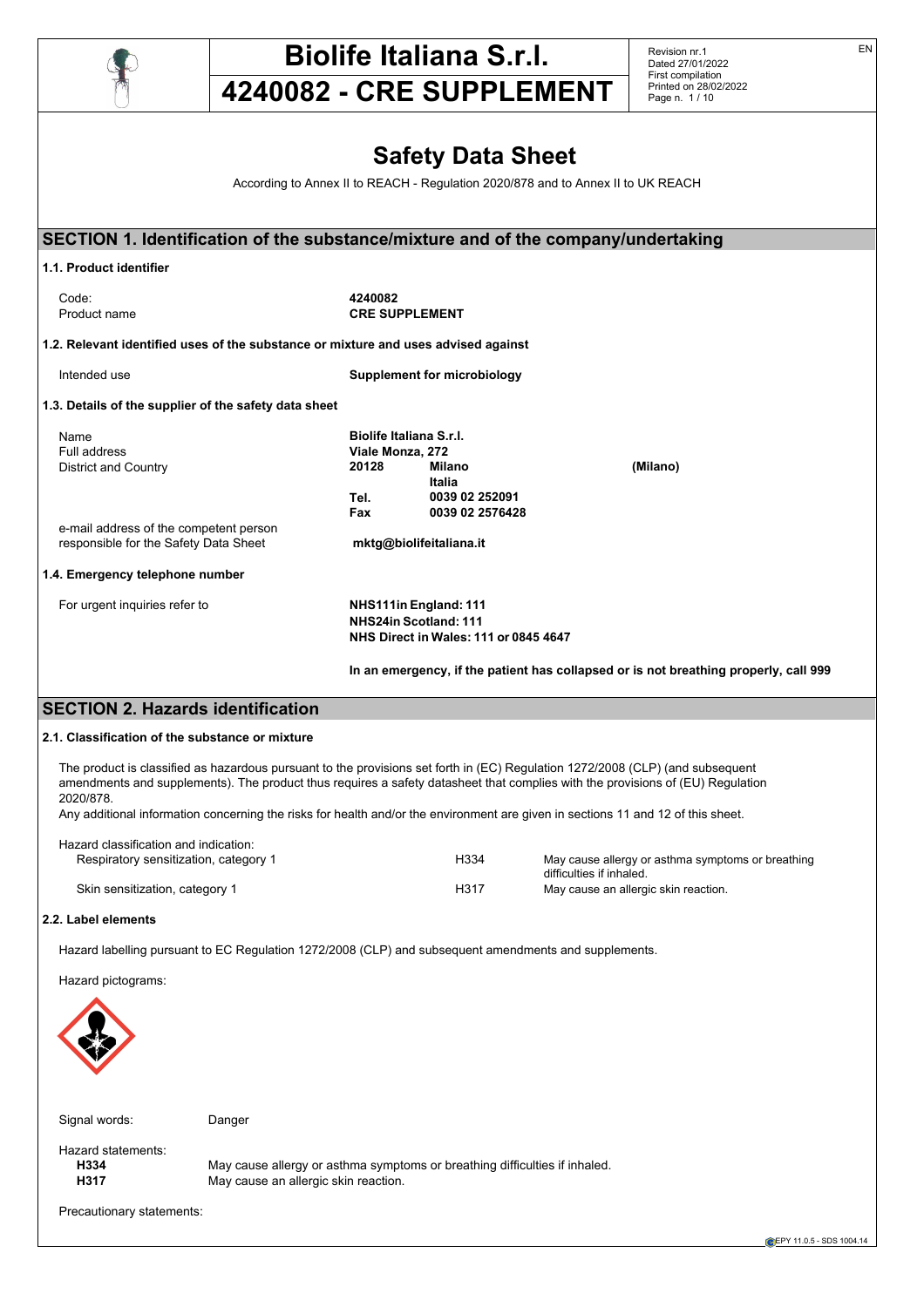# Biolife Italiana S.r.l.

# 4240082 - CRE SUPPLEMENT

Revision nr.1
Dated 27/01/2022
First compilation
Printed on 28/02/2022

## Safety Data Sheet

According to Annex II to REACH - Regulation 2020/878 and to Annex II to UK REACH

## SECTION 1. Identification of the substance/mixture and of the company/undertaking

### 1.1. Product identifier

| | |
|---|---|
| Code: | **4240082** |
| Product name | **CRE SUPPLEMENT** |

### 1.2. Relevant identified uses of the substance or mixture and uses advised against

| | |
|---|---|
| Intended use | **Supplement for microbiology** |

### 1.3. Details of the supplier of the safety data sheet

| | | | |
|---|---|---|---|
| Name | **Biolife Italiana S.r.l.** | | |
| Full address | **Viale Monza, 272** | | |
| District and Country | **20128** | **Milano** | **(Milano)** |
| | | **Italia** | |
| | **Tel.** | **0039 02 252091** | |
| | **Fax** | **0039 02 2576428** | |
| e-mail address of the competent person responsible for the Safety Data Sheet | **mktg@biolifeitaliana.it** | | |

### 1.4. Emergency telephone number

For urgent inquiries refer to

**NHS111in England: 111**
**NHS24in Scotland: 111**
**NHS Direct in Wales: 111 or 0845 4647**

**In an emergency, if the patient has collapsed or is not breathing properly, call 999**

## SECTION 2. Hazards identification

### 2.1. Classification of the substance or mixture

The product is classified as hazardous pursuant to the provisions set forth in (EC) Regulation 1272/2008 (CLP) (and subsequent amendments and supplements). The product thus requires a safety datasheet that complies with the provisions of (EU) Regulation 2020/878.

Any additional information concerning the risks for health and/or the environment are given in sections 11 and 12 of this sheet.

Hazard classification and indication:

| | | |
|---|---|---|
| Respiratory sensitization, category 1 | H334 | May cause allergy or asthma symptoms or breathing difficulties if inhaled. |
| Skin sensitization, category 1 | H317 | May cause an allergic skin reaction. |

### 2.2. Label elements

Hazard labelling pursuant to EC Regulation 1272/2008 (CLP) and subsequent amendments and supplements.

Hazard pictograms:

Signal words: Danger

Hazard statements:

**H334** May cause allergy or asthma symptoms or breathing difficulties if inhaled.
**H317** May cause an allergic skin reaction.

Precautionary statements: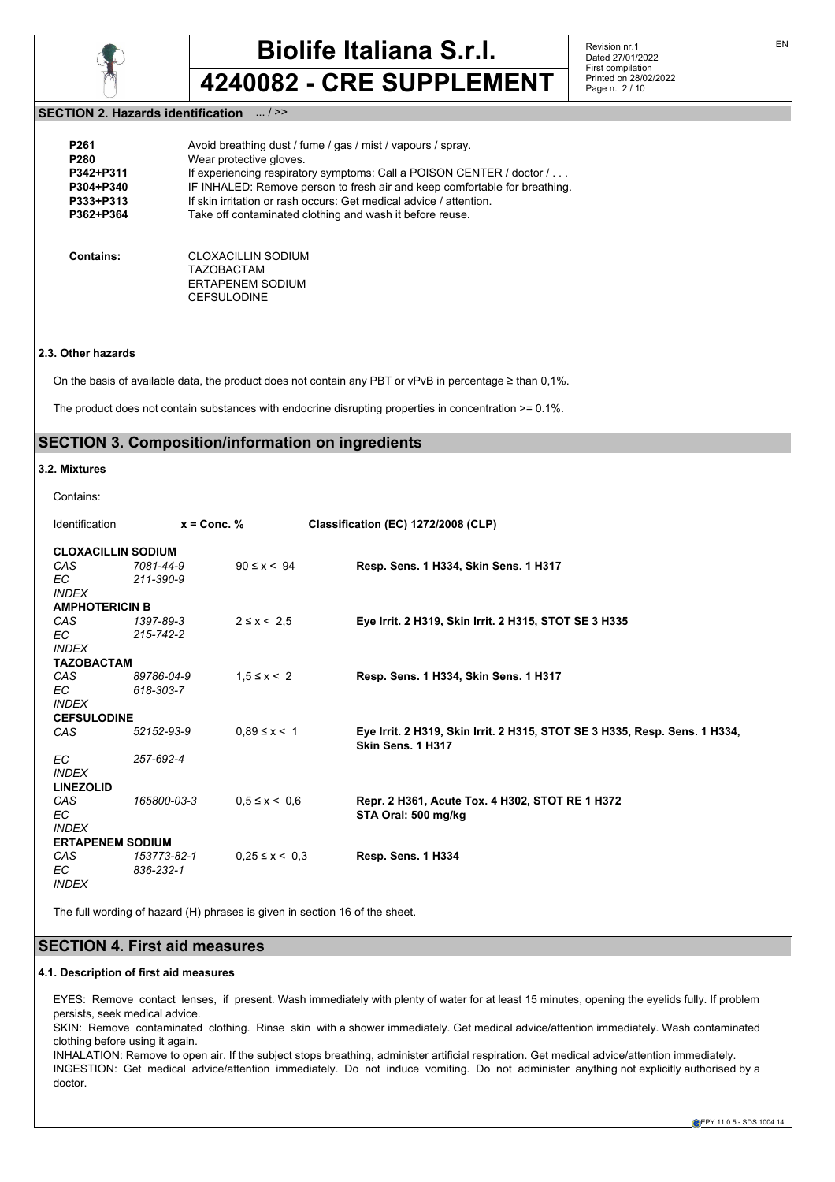## SECTION 2. Hazards identification ... / >>

| | |
|---|---|
| **P261** | Avoid breathing dust / fume / gas / mist / vapours / spray. |
| **P280** | Wear protective gloves. |
| **P342+P311** | If experiencing respiratory symptoms: Call a POISON CENTER / doctor / . . . |
| **P304+P340** | IF INHALED: Remove person to fresh air and keep comfortable for breathing. |
| **P333+P313** | If skin irritation or rash occurs: Get medical advice / attention. |
| **P362+P364** | Take off contaminated clothing and wash it before reuse. |

**Contains:** CLOXACILLIN SODIUM
TAZOBACTAM
ERTAPENEM SODIUM
CEFSULODINE

### 2.3. Other hazards

On the basis of available data, the product does not contain any PBT or vPvB in percentage ≥ than 0,1%.

The product does not contain substances with endocrine disrupting properties in concentration >= 0.1%.

## SECTION 3. Composition/information on ingredients

### 3.2. Mixtures

Contains:

| Identification | | x = Conc. % | Classification (EC) 1272/2008 (CLP) |
|---|---|---|---|
| **CLOXACILLIN SODIUM** | | | |
| *CAS* | *7081-44-9* | 90 ≤ x < 94 | **Resp. Sens. 1 H334, Skin Sens. 1 H317** |
| *EC* | *211-390-9* | | |
| *INDEX* | | | |
| **AMPHOTERICIN B** | | | |
| *CAS* | *1397-89-3* | 2 ≤ x < 2,5 | **Eye Irrit. 2 H319, Skin Irrit. 2 H315, STOT SE 3 H335** |
| *EC* | *215-742-2* | | |
| *INDEX* | | | |
| **TAZOBACTAM** | | | |
| *CAS* | *89786-04-9* | 1,5 ≤ x < 2 | **Resp. Sens. 1 H334, Skin Sens. 1 H317** |
| *EC* | *618-303-7* | | |
| *INDEX* | | | |
| **CEFSULODINE** | | | |
| *CAS* | *52152-93-9* | 0,89 ≤ x < 1 | **Eye Irrit. 2 H319, Skin Irrit. 2 H315, STOT SE 3 H335, Resp. Sens. 1 H334, Skin Sens. 1 H317** |
| *EC* | *257-692-4* | | |
| *INDEX* | | | |
| **LINEZOLID** | | | |
| *CAS* | *165800-03-3* | 0,5 ≤ x < 0,6 | **Repr. 2 H361, Acute Tox. 4 H302, STOT RE 1 H372** |
| *EC* | | | **STA Oral: 500 mg/kg** |
| *INDEX* | | | |
| **ERTAPENEM SODIUM** | | | |
| *CAS* | *153773-82-1* | 0,25 ≤ x < 0,3 | **Resp. Sens. 1 H334** |
| *EC* | *836-232-1* | | |
| *INDEX* | | | |

The full wording of hazard (H) phrases is given in section 16 of the sheet.

## SECTION 4. First aid measures

### 4.1. Description of first aid measures

EYES: Remove contact lenses, if present. Wash immediately with plenty of water for at least 15 minutes, opening the eyelids fully. If problem persists, seek medical advice.
SKIN: Remove contaminated clothing. Rinse skin with a shower immediately. Get medical advice/attention immediately. Wash contaminated clothing before using it again.
INHALATION: Remove to open air. If the subject stops breathing, administer artificial respiration. Get medical advice/attention immediately.
INGESTION: Get medical advice/attention immediately. Do not induce vomiting. Do not administer anything not explicitly authorised by a doctor.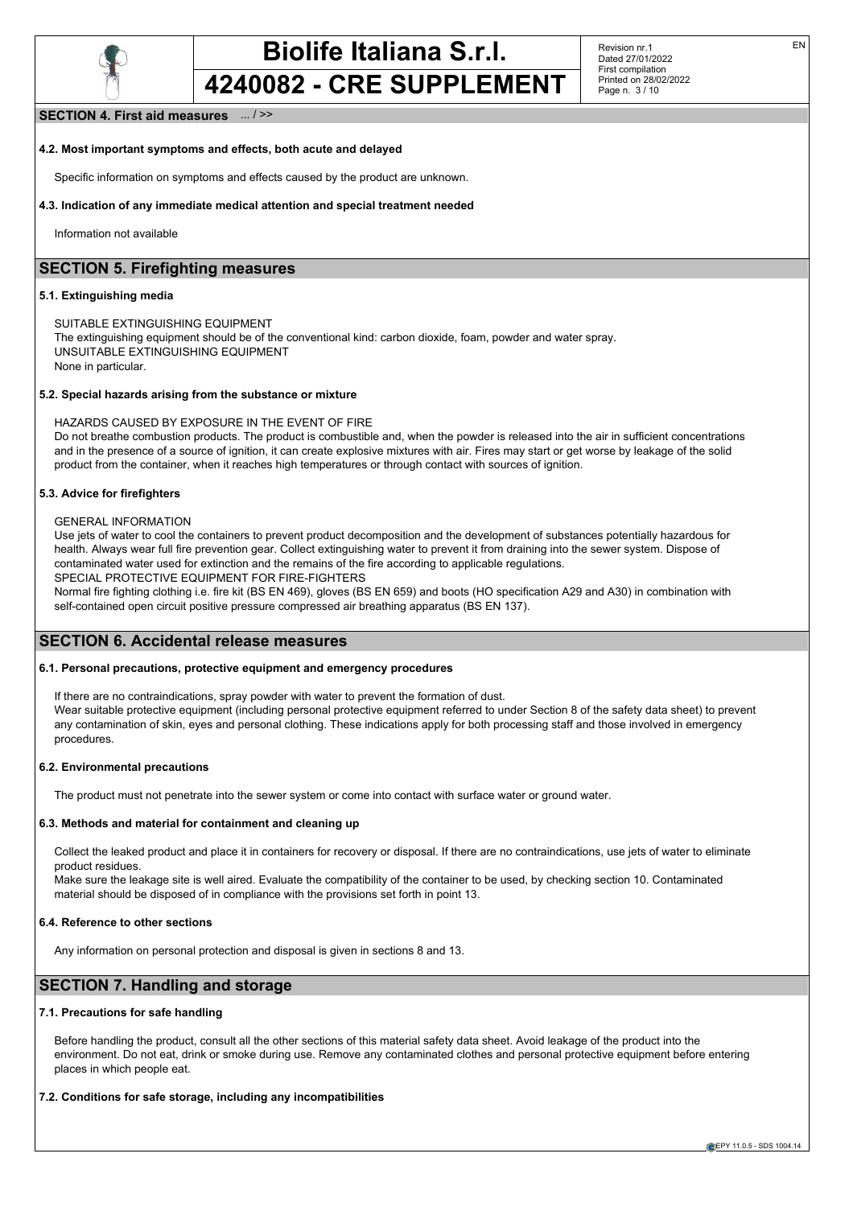## SECTION 4. First aid measures ... / >>

### 4.2. Most important symptoms and effects, both acute and delayed

Specific information on symptoms and effects caused by the product are unknown.

### 4.3. Indication of any immediate medical attention and special treatment needed

Information not available

## SECTION 5. Firefighting measures

### 5.1. Extinguishing media

SUITABLE EXTINGUISHING EQUIPMENT
The extinguishing equipment should be of the conventional kind: carbon dioxide, foam, powder and water spray.
UNSUITABLE EXTINGUISHING EQUIPMENT
None in particular.

### 5.2. Special hazards arising from the substance or mixture

HAZARDS CAUSED BY EXPOSURE IN THE EVENT OF FIRE
Do not breathe combustion products. The product is combustible and, when the powder is released into the air in sufficient concentrations and in the presence of a source of ignition, it can create explosive mixtures with air. Fires may start or get worse by leakage of the solid product from the container, when it reaches high temperatures or through contact with sources of ignition.

### 5.3. Advice for firefighters

GENERAL INFORMATION
Use jets of water to cool the containers to prevent product decomposition and the development of substances potentially hazardous for health. Always wear full fire prevention gear. Collect extinguishing water to prevent it from draining into the sewer system. Dispose of contaminated water used for extinction and the remains of the fire according to applicable regulations.
SPECIAL PROTECTIVE EQUIPMENT FOR FIRE-FIGHTERS
Normal fire fighting clothing i.e. fire kit (BS EN 469), gloves (BS EN 659) and boots (HO specification A29 and A30) in combination with self-contained open circuit positive pressure compressed air breathing apparatus (BS EN 137).

## SECTION 6. Accidental release measures

### 6.1. Personal precautions, protective equipment and emergency procedures

If there are no contraindications, spray powder with water to prevent the formation of dust.
Wear suitable protective equipment (including personal protective equipment referred to under Section 8 of the safety data sheet) to prevent any contamination of skin, eyes and personal clothing. These indications apply for both processing staff and those involved in emergency procedures.

### 6.2. Environmental precautions

The product must not penetrate into the sewer system or come into contact with surface water or ground water.

### 6.3. Methods and material for containment and cleaning up

Collect the leaked product and place it in containers for recovery or disposal. If there are no contraindications, use jets of water to eliminate product residues.
Make sure the leakage site is well aired. Evaluate the compatibility of the container to be used, by checking section 10. Contaminated material should be disposed of in compliance with the provisions set forth in point 13.

### 6.4. Reference to other sections

Any information on personal protection and disposal is given in sections 8 and 13.

## SECTION 7. Handling and storage

### 7.1. Precautions for safe handling

Before handling the product, consult all the other sections of this material safety data sheet. Avoid leakage of the product into the environment. Do not eat, drink or smoke during use. Remove any contaminated clothes and personal protective equipment before entering places in which people eat.

### 7.2. Conditions for safe storage, including any incompatibilities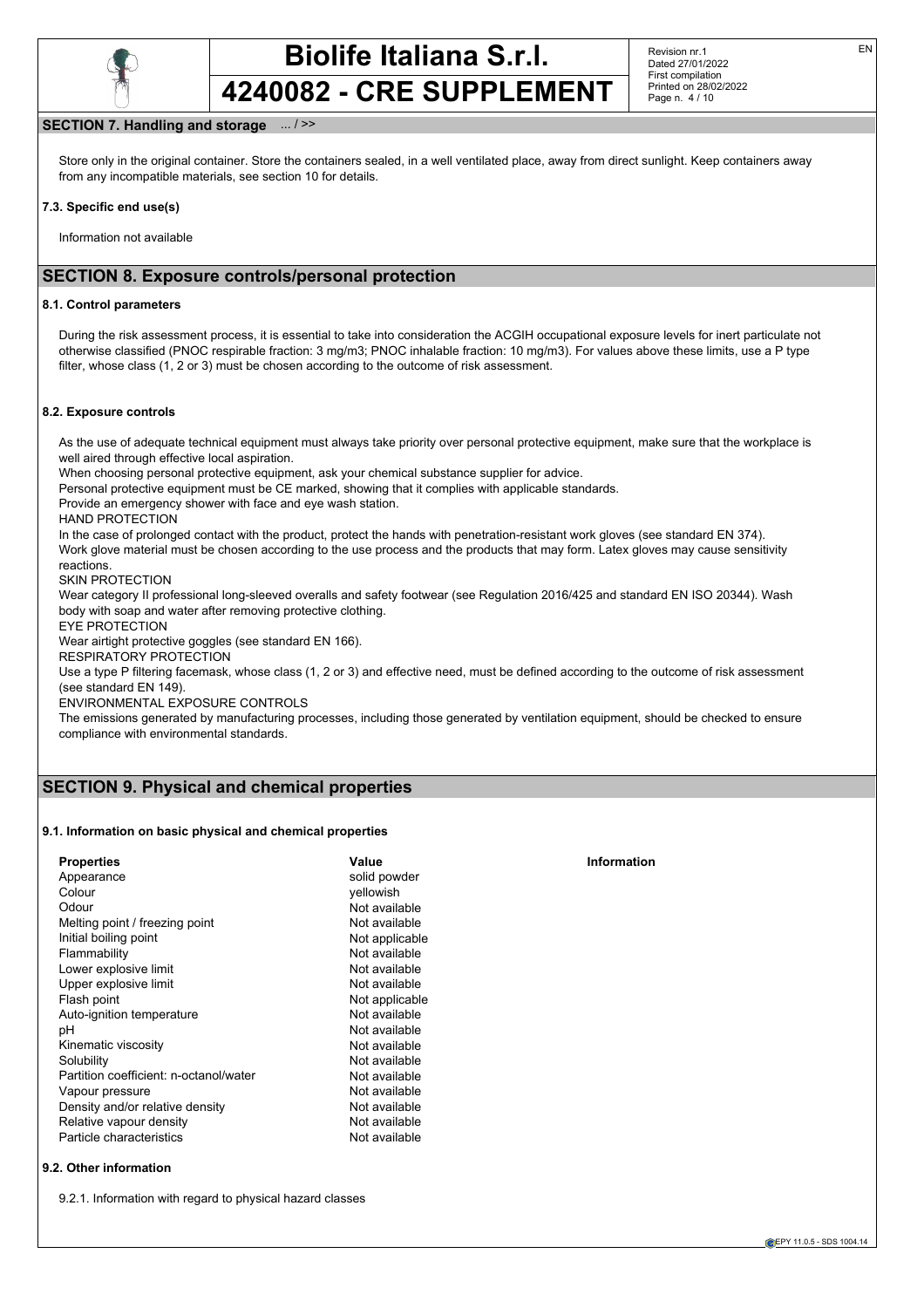## SECTION 7. Handling and storage ... / >>

Store only in the original container. Store the containers sealed, in a well ventilated place, away from direct sunlight. Keep containers away from any incompatible materials, see section 10 for details.

### 7.3. Specific end use(s)

Information not available

## SECTION 8. Exposure controls/personal protection

### 8.1. Control parameters

During the risk assessment process, it is essential to take into consideration the ACGIH occupational exposure levels for inert particulate not otherwise classified (PNOC respirable fraction: 3 mg/m3; PNOC inhalable fraction: 10 mg/m3). For values above these limits, use a P type filter, whose class (1, 2 or 3) must be chosen according to the outcome of risk assessment.

### 8.2. Exposure controls

As the use of adequate technical equipment must always take priority over personal protective equipment, make sure that the workplace is well aired through effective local aspiration.
When choosing personal protective equipment, ask your chemical substance supplier for advice.
Personal protective equipment must be CE marked, showing that it complies with applicable standards.
Provide an emergency shower with face and eye wash station.

HAND PROTECTION

In the case of prolonged contact with the product, protect the hands with penetration-resistant work gloves (see standard EN 374).
Work glove material must be chosen according to the use process and the products that may form. Latex gloves may cause sensitivity reactions.

SKIN PROTECTION

Wear category II professional long-sleeved overalls and safety footwear (see Regulation 2016/425 and standard EN ISO 20344). Wash body with soap and water after removing protective clothing.

EYE PROTECTION

Wear airtight protective goggles (see standard EN 166).

RESPIRATORY PROTECTION

Use a type P filtering facemask, whose class (1, 2 or 3) and effective need, must be defined according to the outcome of risk assessment (see standard EN 149).

ENVIRONMENTAL EXPOSURE CONTROLS

The emissions generated by manufacturing processes, including those generated by ventilation equipment, should be checked to ensure compliance with environmental standards.

## SECTION 9. Physical and chemical properties

### 9.1. Information on basic physical and chemical properties

| Properties | Value | Information |
|---|---|---|
| Appearance | solid powder | |
| Colour | yellowish | |
| Odour | Not available | |
| Melting point / freezing point | Not available | |
| Initial boiling point | Not applicable | |
| Flammability | Not available | |
| Lower explosive limit | Not available | |
| Upper explosive limit | Not available | |
| Flash point | Not applicable | |
| Auto-ignition temperature | Not available | |
| pH | Not available | |
| Kinematic viscosity | Not available | |
| Solubility | Not available | |
| Partition coefficient: n-octanol/water | Not available | |
| Vapour pressure | Not available | |
| Density and/or relative density | Not available | |
| Relative vapour density | Not available | |
| Particle characteristics | Not available | |

### 9.2. Other information

9.2.1. Information with regard to physical hazard classes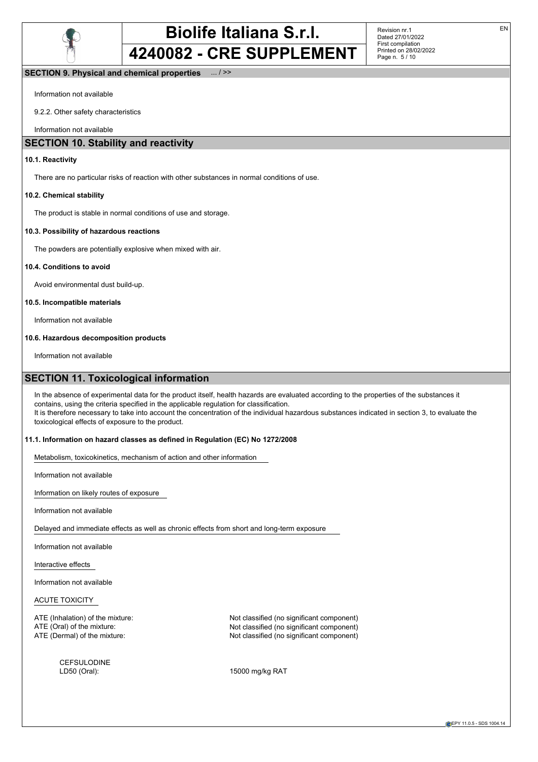## SECTION 9. Physical and chemical properties ... / >>

Information not available

9.2.2. Other safety characteristics

Information not available

## SECTION 10. Stability and reactivity

**10.1. Reactivity**

There are no particular risks of reaction with other substances in normal conditions of use.

**10.2. Chemical stability**

The product is stable in normal conditions of use and storage.

**10.3. Possibility of hazardous reactions**

The powders are potentially explosive when mixed with air.

**10.4. Conditions to avoid**

Avoid environmental dust build-up.

**10.5. Incompatible materials**

Information not available

**10.6. Hazardous decomposition products**

Information not available

## SECTION 11. Toxicological information

In the absence of experimental data for the product itself, health hazards are evaluated according to the properties of the substances it contains, using the criteria specified in the applicable regulation for classification.
It is therefore necessary to take into account the concentration of the individual hazardous substances indicated in section 3, to evaluate the toxicological effects of exposure to the product.

**11.1. Information on hazard classes as defined in Regulation (EC) No 1272/2008**

Metabolism, toxicokinetics, mechanism of action and other information

Information not available

Information on likely routes of exposure

Information not available

Delayed and immediate effects as well as chronic effects from short and long-term exposure

Information not available

Interactive effects

Information not available

ACUTE TOXICITY

ATE (Inhalation) of the mixture: Not classified (no significant component)
ATE (Oral) of the mixture: Not classified (no significant component)
ATE (Dermal) of the mixture: Not classified (no significant component)

CEFSULODINE
LD50 (Oral): 15000 mg/kg RAT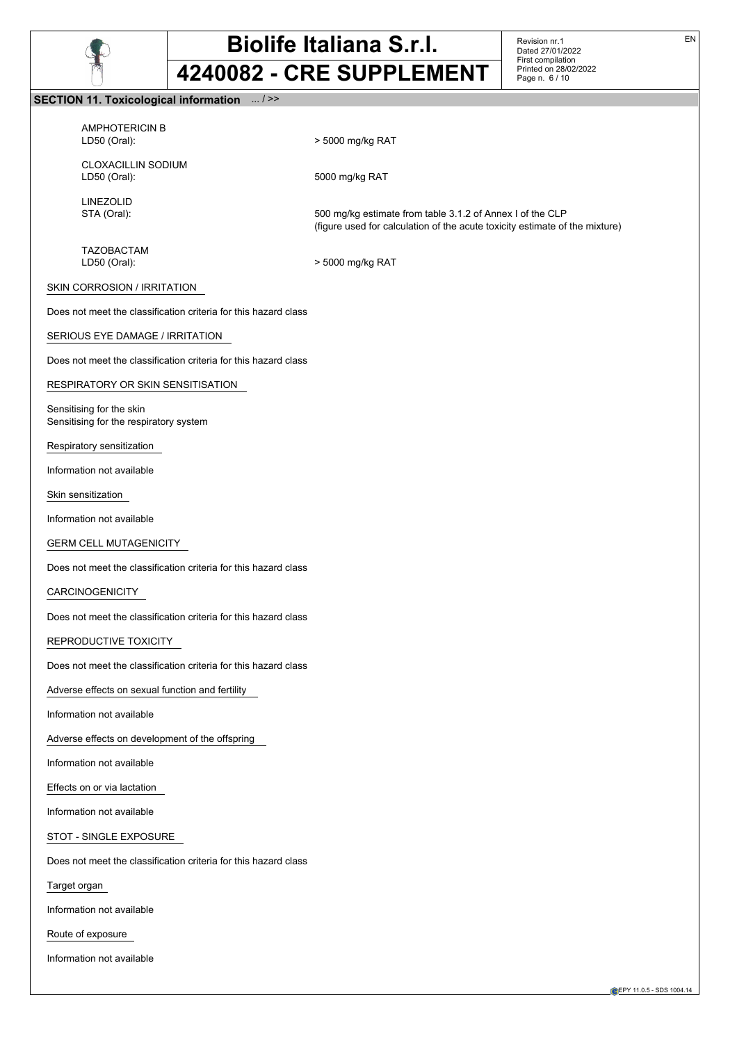## SECTION 11. Toxicological information ... / >>

AMPHOTERICIN B
LD50 (Oral): > 5000 mg/kg RAT

CLOXACILLIN SODIUM
LD50 (Oral): 5000 mg/kg RAT

LINEZOLID
STA (Oral): 500 mg/kg estimate from table 3.1.2 of Annex I of the CLP (figure used for calculation of the acute toxicity estimate of the mixture)

TAZOBACTAM
LD50 (Oral): > 5000 mg/kg RAT

SKIN CORROSION / IRRITATION

Does not meet the classification criteria for this hazard class

SERIOUS EYE DAMAGE / IRRITATION

Does not meet the classification criteria for this hazard class

RESPIRATORY OR SKIN SENSITISATION

Sensitising for the skin
Sensitising for the respiratory system

Respiratory sensitization

Information not available

Skin sensitization

Information not available

GERM CELL MUTAGENICITY

Does not meet the classification criteria for this hazard class

CARCINOGENICITY

Does not meet the classification criteria for this hazard class

REPRODUCTIVE TOXICITY

Does not meet the classification criteria for this hazard class

Adverse effects on sexual function and fertility

Information not available

Adverse effects on development of the offspring

Information not available

Effects on or via lactation

Information not available

STOT - SINGLE EXPOSURE

Does not meet the classification criteria for this hazard class

Target organ

Information not available

Route of exposure

Information not available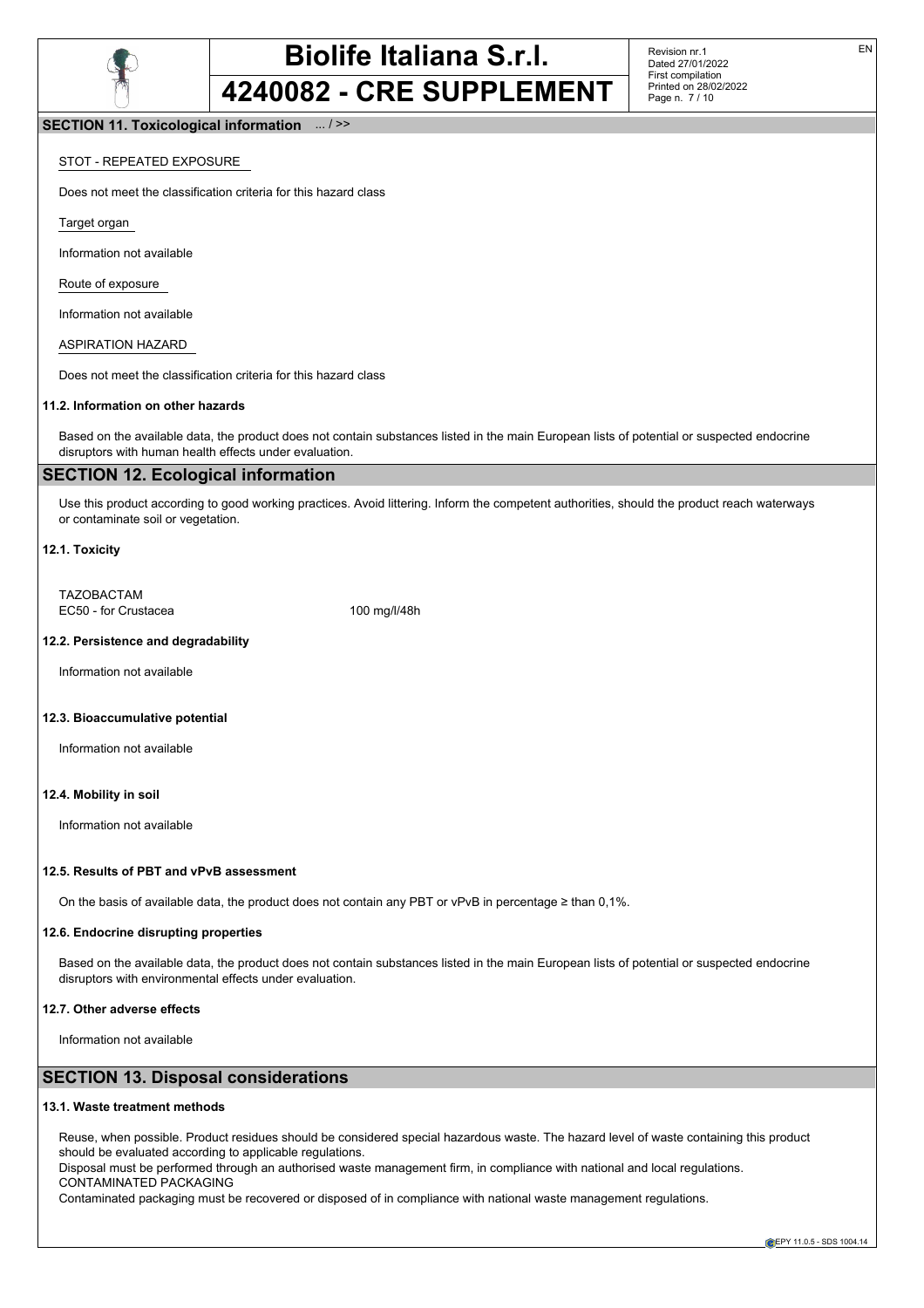## SECTION 11. Toxicological information ... / >>

STOT - REPEATED EXPOSURE

Does not meet the classification criteria for this hazard class

Target organ

Information not available

Route of exposure

Information not available

ASPIRATION HAZARD

Does not meet the classification criteria for this hazard class

**11.2. Information on other hazards**

Based on the available data, the product does not contain substances listed in the main European lists of potential or suspected endocrine disruptors with human health effects under evaluation.

## SECTION 12. Ecological information

Use this product according to good working practices. Avoid littering. Inform the competent authorities, should the product reach waterways or contaminate soil or vegetation.

**12.1. Toxicity**

| TAZOBACTAM | |
|---|---|
| EC50 - for Crustacea | 100 mg/l/48h |

**12.2. Persistence and degradability**

Information not available

**12.3. Bioaccumulative potential**

Information not available

**12.4. Mobility in soil**

Information not available

**12.5. Results of PBT and vPvB assessment**

On the basis of available data, the product does not contain any PBT or vPvB in percentage ≥ than 0,1%.

**12.6. Endocrine disrupting properties**

Based on the available data, the product does not contain substances listed in the main European lists of potential or suspected endocrine disruptors with environmental effects under evaluation.

**12.7. Other adverse effects**

Information not available

## SECTION 13. Disposal considerations

**13.1. Waste treatment methods**

Reuse, when possible. Product residues should be considered special hazardous waste. The hazard level of waste containing this product should be evaluated according to applicable regulations.
Disposal must be performed through an authorised waste management firm, in compliance with national and local regulations.
CONTAMINATED PACKAGING
Contaminated packaging must be recovered or disposed of in compliance with national waste management regulations.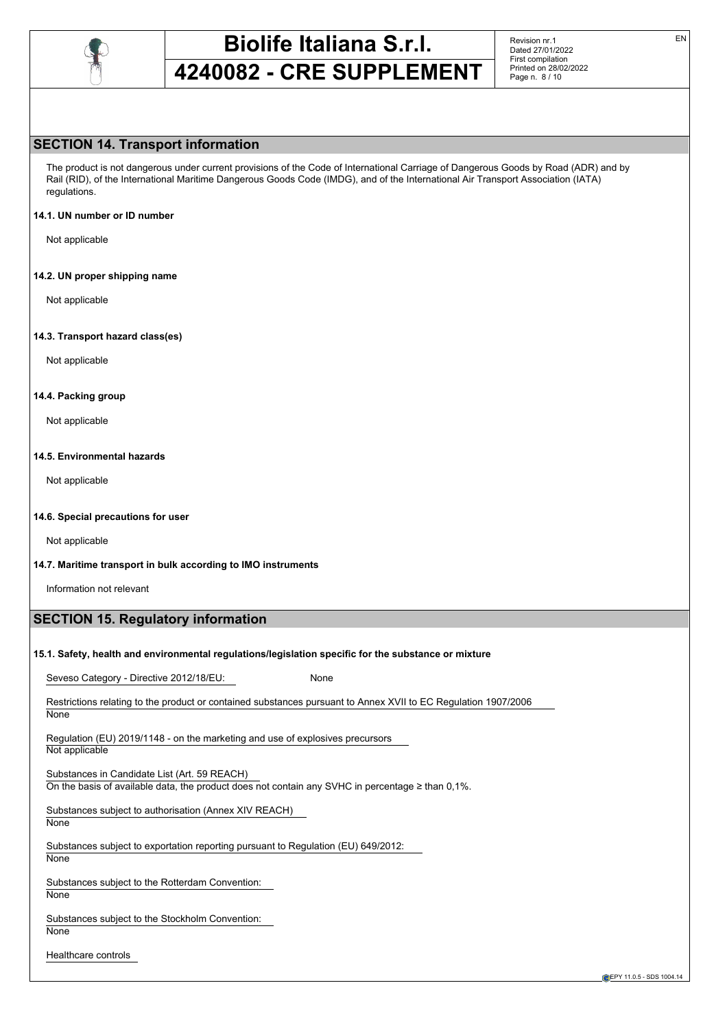## SECTION 14. Transport information

The product is not dangerous under current provisions of the Code of International Carriage of Dangerous Goods by Road (ADR) and by Rail (RID), of the International Maritime Dangerous Goods Code (IMDG), and of the International Air Transport Association (IATA) regulations.

**14.1. UN number or ID number**

Not applicable

**14.2. UN proper shipping name**

Not applicable

**14.3. Transport hazard class(es)**

Not applicable

**14.4. Packing group**

Not applicable

**14.5. Environmental hazards**

Not applicable

**14.6. Special precautions for user**

Not applicable

**14.7. Maritime transport in bulk according to IMO instruments**

Information not relevant

## SECTION 15. Regulatory information

**15.1. Safety, health and environmental regulations/legislation specific for the substance or mixture**

Seveso Category - Directive 2012/18/EU: None

Restrictions relating to the product or contained substances pursuant to Annex XVII to EC Regulation 1907/2006
None

Regulation (EU) 2019/1148 - on the marketing and use of explosives precursors
Not applicable

Substances in Candidate List (Art. 59 REACH)
On the basis of available data, the product does not contain any SVHC in percentage ≥ than 0,1%.

Substances subject to authorisation (Annex XIV REACH)
None

Substances subject to exportation reporting pursuant to Regulation (EU) 649/2012:
None

Substances subject to the Rotterdam Convention:
None

Substances subject to the Stockholm Convention:
None

Healthcare controls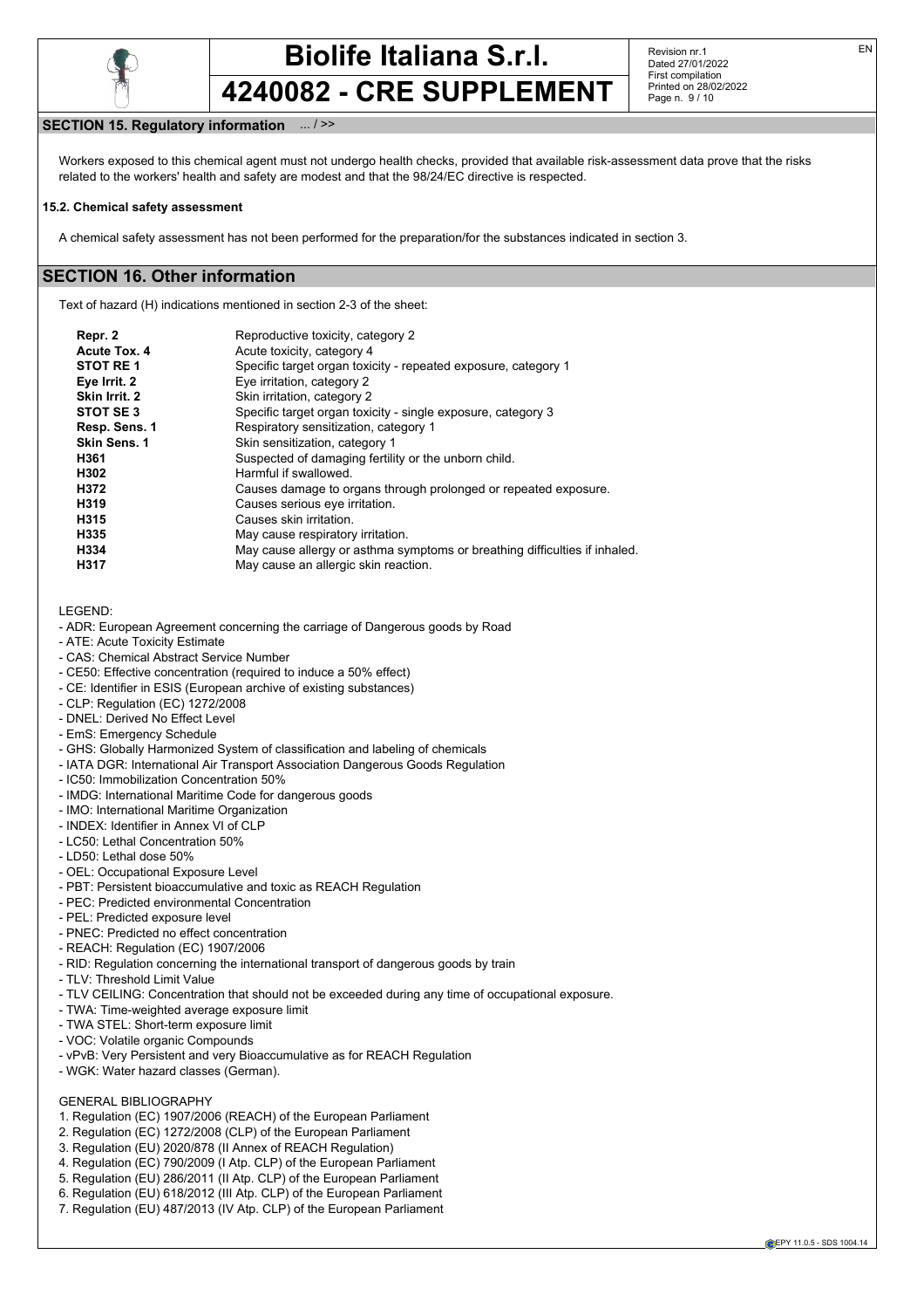## SECTION 15. Regulatory information ... / >>

Workers exposed to this chemical agent must not undergo health checks, provided that available risk-assessment data prove that the risks related to the workers' health and safety are modest and that the 98/24/EC directive is respected.

**15.2. Chemical safety assessment**

A chemical safety assessment has not been performed for the preparation/for the substances indicated in section 3.

## SECTION 16. Other information

Text of hazard (H) indications mentioned in section 2-3 of the sheet:

| | |
|---|---|
| **Repr. 2** | Reproductive toxicity, category 2 |
| **Acute Tox. 4** | Acute toxicity, category 4 |
| **STOT RE 1** | Specific target organ toxicity - repeated exposure, category 1 |
| **Eye Irrit. 2** | Eye irritation, category 2 |
| **Skin Irrit. 2** | Skin irritation, category 2 |
| **STOT SE 3** | Specific target organ toxicity - single exposure, category 3 |
| **Resp. Sens. 1** | Respiratory sensitization, category 1 |
| **Skin Sens. 1** | Skin sensitization, category 1 |
| **H361** | Suspected of damaging fertility or the unborn child. |
| **H302** | Harmful if swallowed. |
| **H372** | Causes damage to organs through prolonged or repeated exposure. |
| **H319** | Causes serious eye irritation. |
| **H315** | Causes skin irritation. |
| **H335** | May cause respiratory irritation. |
| **H334** | May cause allergy or asthma symptoms or breathing difficulties if inhaled. |
| **H317** | May cause an allergic skin reaction. |

LEGEND:

- ADR: European Agreement concerning the carriage of Dangerous goods by Road
- ATE: Acute Toxicity Estimate
- CAS: Chemical Abstract Service Number
- CE50: Effective concentration (required to induce a 50% effect)
- CE: Identifier in ESIS (European archive of existing substances)
- CLP: Regulation (EC) 1272/2008
- DNEL: Derived No Effect Level
- EmS: Emergency Schedule
- GHS: Globally Harmonized System of classification and labeling of chemicals
- IATA DGR: International Air Transport Association Dangerous Goods Regulation
- IC50: Immobilization Concentration 50%
- IMDG: International Maritime Code for dangerous goods
- IMO: International Maritime Organization
- INDEX: Identifier in Annex VI of CLP
- LC50: Lethal Concentration 50%
- LD50: Lethal dose 50%
- OEL: Occupational Exposure Level
- PBT: Persistent bioaccumulative and toxic as REACH Regulation
- PEC: Predicted environmental Concentration
- PEL: Predicted exposure level
- PNEC: Predicted no effect concentration
- REACH: Regulation (EC) 1907/2006
- RID: Regulation concerning the international transport of dangerous goods by train
- TLV: Threshold Limit Value
- TLV CEILING: Concentration that should not be exceeded during any time of occupational exposure.
- TWA: Time-weighted average exposure limit
- TWA STEL: Short-term exposure limit
- VOC: Volatile organic Compounds
- vPvB: Very Persistent and very Bioaccumulative as for REACH Regulation
- WGK: Water hazard classes (German).

GENERAL BIBLIOGRAPHY

1. Regulation (EC) 1907/2006 (REACH) of the European Parliament
2. Regulation (EC) 1272/2008 (CLP) of the European Parliament
3. Regulation (EU) 2020/878 (II Annex of REACH Regulation)
4. Regulation (EC) 790/2009 (I Atp. CLP) of the European Parliament
5. Regulation (EU) 286/2011 (II Atp. CLP) of the European Parliament
6. Regulation (EU) 618/2012 (III Atp. CLP) of the European Parliament
7. Regulation (EU) 487/2013 (IV Atp. CLP) of the European Parliament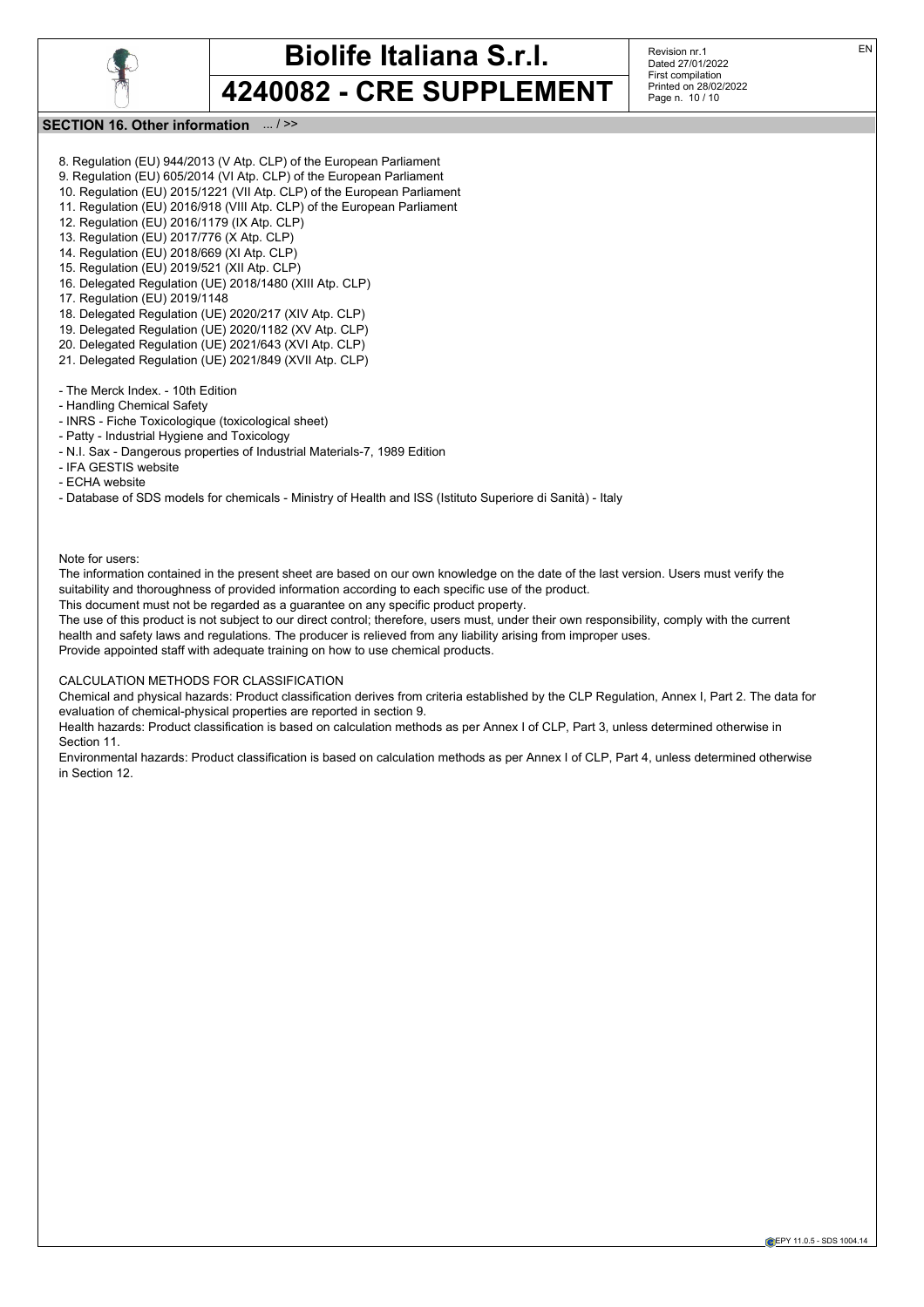## SECTION 16. Other information ... / >>

8. Regulation (EU) 944/2013 (V Atp. CLP) of the European Parliament
9. Regulation (EU) 605/2014 (VI Atp. CLP) of the European Parliament
10. Regulation (EU) 2015/1221 (VII Atp. CLP) of the European Parliament
11. Regulation (EU) 2016/918 (VIII Atp. CLP) of the European Parliament
12. Regulation (EU) 2016/1179 (IX Atp. CLP)
13. Regulation (EU) 2017/776 (X Atp. CLP)
14. Regulation (EU) 2018/669 (XI Atp. CLP)
15. Regulation (EU) 2019/521 (XII Atp. CLP)
16. Delegated Regulation (UE) 2018/1480 (XIII Atp. CLP)
17. Regulation (EU) 2019/1148
18. Delegated Regulation (UE) 2020/217 (XIV Atp. CLP)
19. Delegated Regulation (UE) 2020/1182 (XV Atp. CLP)
20. Delegated Regulation (UE) 2021/643 (XVI Atp. CLP)
21. Delegated Regulation (UE) 2021/849 (XVII Atp. CLP)

- The Merck Index. - 10th Edition
- Handling Chemical Safety
- INRS - Fiche Toxicologique (toxicological sheet)
- Patty - Industrial Hygiene and Toxicology
- N.I. Sax - Dangerous properties of Industrial Materials-7, 1989 Edition
- IFA GESTIS website
- ECHA website
- Database of SDS models for chemicals - Ministry of Health and ISS (Istituto Superiore di Sanità) - Italy

Note for users:
The information contained in the present sheet are based on our own knowledge on the date of the last version. Users must verify the suitability and thoroughness of provided information according to each specific use of the product.
This document must not be regarded as a guarantee on any specific product property.
The use of this product is not subject to our direct control; therefore, users must, under their own responsibility, comply with the current health and safety laws and regulations. The producer is relieved from any liability arising from improper uses.
Provide appointed staff with adequate training on how to use chemical products.

CALCULATION METHODS FOR CLASSIFICATION
Chemical and physical hazards: Product classification derives from criteria established by the CLP Regulation, Annex I, Part 2. The data for evaluation of chemical-physical properties are reported in section 9.
Health hazards: Product classification is based on calculation methods as per Annex I of CLP, Part 3, unless determined otherwise in Section 11.
Environmental hazards: Product classification is based on calculation methods as per Annex I of CLP, Part 4, unless determined otherwise in Section 12.